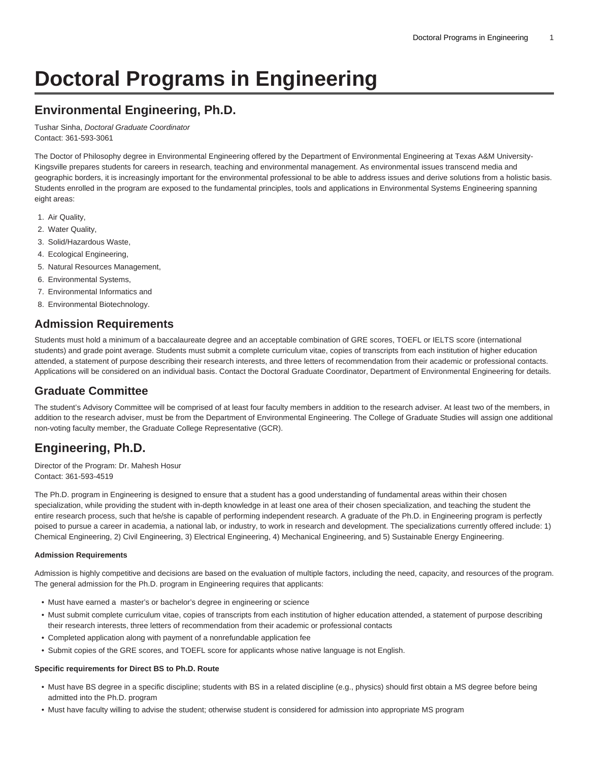# Doctoral Programs in Engineering

## Environmental Engineering, Ph.D.

Tushar Sinha, *Doctoral Graduate Coordinator*
Contact: 361-593-3061

The Doctor of Philosophy degree in Environmental Engineering offered by the Department of Environmental Engineering at Texas A&M University-Kingsville prepares students for careers in research, teaching and environmental management. As environmental issues transcend media and geographic borders, it is increasingly important for the environmental professional to be able to address issues and derive solutions from a holistic basis. Students enrolled in the program are exposed to the fundamental principles, tools and applications in Environmental Systems Engineering spanning eight areas:

1. Air Quality,
2. Water Quality,
3. Solid/Hazardous Waste,
4. Ecological Engineering,
5. Natural Resources Management,
6. Environmental Systems,
7. Environmental Informatics and
8. Environmental Biotechnology.

### Admission Requirements

Students must hold a minimum of a baccalaureate degree and an acceptable combination of GRE scores, TOEFL or IELTS score (international students) and grade point average. Students must submit a complete curriculum vitae, copies of transcripts from each institution of higher education attended, a statement of purpose describing their research interests, and three letters of recommendation from their academic or professional contacts. Applications will be considered on an individual basis. Contact the Doctoral Graduate Coordinator, Department of Environmental Engineering for details.

### Graduate Committee

The student's Advisory Committee will be comprised of at least four faculty members in addition to the research adviser. At least two of the members, in addition to the research adviser, must be from the Department of Environmental Engineering. The College of Graduate Studies will assign one additional non-voting faculty member, the Graduate College Representative (GCR).

## Engineering, Ph.D.

Director of the Program: Dr. Mahesh Hosur
Contact: 361-593-4519

The Ph.D. program in Engineering is designed to ensure that a student has a good understanding of fundamental areas within their chosen specialization, while providing the student with in-depth knowledge in at least one area of their chosen specialization, and teaching the student the entire research process, such that he/she is capable of performing independent research. A graduate of the Ph.D. in Engineering program is perfectly poised to pursue a career in academia, a national lab, or industry, to work in research and development. The specializations currently offered include: 1) Chemical Engineering, 2) Civil Engineering, 3) Electrical Engineering, 4) Mechanical Engineering, and 5) Sustainable Energy Engineering.

#### Admission Requirements

Admission is highly competitive and decisions are based on the evaluation of multiple factors, including the need, capacity, and resources of the program. The general admission for the Ph.D. program in Engineering requires that applicants:

- Must have earned a master's or bachelor's degree in engineering or science
- Must submit complete curriculum vitae, copies of transcripts from each institution of higher education attended, a statement of purpose describing their research interests, three letters of recommendation from their academic or professional contacts
- Completed application along with payment of a nonrefundable application fee
- Submit copies of the GRE scores, and TOEFL score for applicants whose native language is not English.

#### Specific requirements for Direct BS to Ph.D. Route

- Must have BS degree in a specific discipline; students with BS in a related discipline (e.g., physics) should first obtain a MS degree before being admitted into the Ph.D. program
- Must have faculty willing to advise the student; otherwise student is considered for admission into appropriate MS program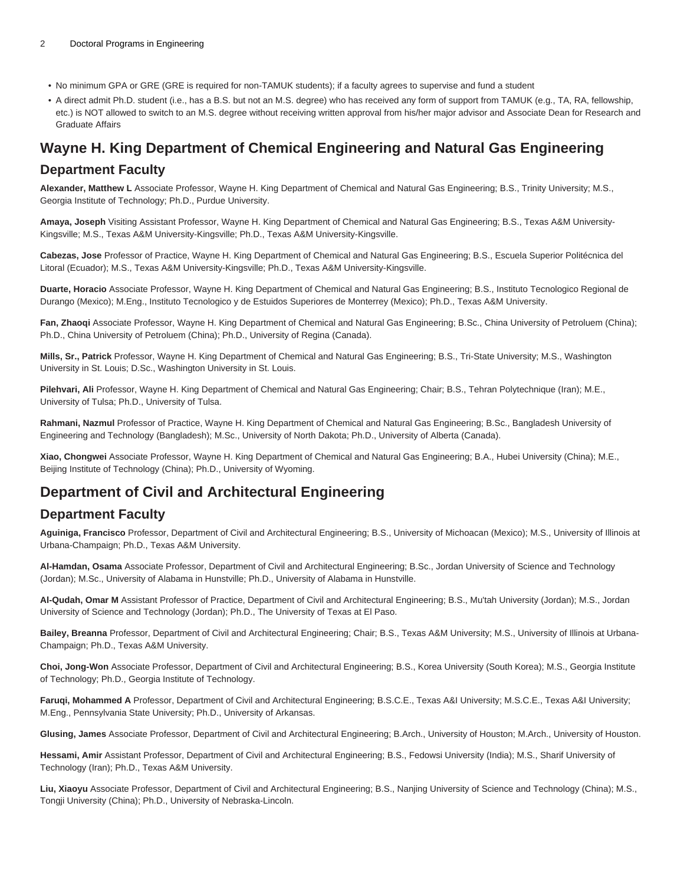- No minimum GPA or GRE (GRE is required for non-TAMUK students); if a faculty agrees to supervise and fund a student
- A direct admit Ph.D. student (i.e., has a B.S. but not an M.S. degree) who has received any form of support from TAMUK (e.g., TA, RA, fellowship, etc.) is NOT allowed to switch to an M.S. degree without receiving written approval from his/her major advisor and Associate Dean for Research and Graduate Affairs

## Wayne H. King Department of Chemical Engineering and Natural Gas Engineering

### Department Faculty

**Alexander, Matthew L** Associate Professor, Wayne H. King Department of Chemical and Natural Gas Engineering; B.S., Trinity University; M.S., Georgia Institute of Technology; Ph.D., Purdue University.

**Amaya, Joseph** Visiting Assistant Professor, Wayne H. King Department of Chemical and Natural Gas Engineering; B.S., Texas A&M University-Kingsville; M.S., Texas A&M University-Kingsville; Ph.D., Texas A&M University-Kingsville.

**Cabezas, Jose** Professor of Practice, Wayne H. King Department of Chemical and Natural Gas Engineering; B.S., Escuela Superior Politécnica del Litoral (Ecuador); M.S., Texas A&M University-Kingsville; Ph.D., Texas A&M University-Kingsville.

**Duarte, Horacio** Associate Professor, Wayne H. King Department of Chemical and Natural Gas Engineering; B.S., Instituto Tecnologico Regional de Durango (Mexico); M.Eng., Instituto Tecnologico y de Estuidos Superiores de Monterrey (Mexico); Ph.D., Texas A&M University.

**Fan, Zhaoqi** Associate Professor, Wayne H. King Department of Chemical and Natural Gas Engineering; B.Sc., China University of Petroluem (China); Ph.D., China University of Petroluem (China); Ph.D., University of Regina (Canada).

**Mills, Sr., Patrick** Professor, Wayne H. King Department of Chemical and Natural Gas Engineering; B.S., Tri-State University; M.S., Washington University in St. Louis; D.Sc., Washington University in St. Louis.

**Pilehvari, Ali** Professor, Wayne H. King Department of Chemical and Natural Gas Engineering; Chair; B.S., Tehran Polytechnique (Iran); M.E., University of Tulsa; Ph.D., University of Tulsa.

**Rahmani, Nazmul** Professor of Practice, Wayne H. King Department of Chemical and Natural Gas Engineering; B.Sc., Bangladesh University of Engineering and Technology (Bangladesh); M.Sc., University of North Dakota; Ph.D., University of Alberta (Canada).

**Xiao, Chongwei** Associate Professor, Wayne H. King Department of Chemical and Natural Gas Engineering; B.A., Hubei University (China); M.E., Beijing Institute of Technology (China); Ph.D., University of Wyoming.

## Department of Civil and Architectural Engineering

### Department Faculty

**Aguiniga, Francisco** Professor, Department of Civil and Architectural Engineering; B.S., University of Michoacan (Mexico); M.S., University of Illinois at Urbana-Champaign; Ph.D., Texas A&M University.

**Al-Hamdan, Osama** Associate Professor, Department of Civil and Architectural Engineering; B.Sc., Jordan University of Science and Technology (Jordan); M.Sc., University of Alabama in Hunstville; Ph.D., University of Alabama in Hunstville.

**Al-Qudah, Omar M** Assistant Professor of Practice, Department of Civil and Architectural Engineering; B.S., Mu'tah University (Jordan); M.S., Jordan University of Science and Technology (Jordan); Ph.D., The University of Texas at El Paso.

**Bailey, Breanna** Professor, Department of Civil and Architectural Engineering; Chair; B.S., Texas A&M University; M.S., University of Illinois at Urbana-Champaign; Ph.D., Texas A&M University.

**Choi, Jong-Won** Associate Professor, Department of Civil and Architectural Engineering; B.S., Korea University (South Korea); M.S., Georgia Institute of Technology; Ph.D., Georgia Institute of Technology.

**Faruqi, Mohammed A** Professor, Department of Civil and Architectural Engineering; B.S.C.E., Texas A&I University; M.S.C.E., Texas A&I University; M.Eng., Pennsylvania State University; Ph.D., University of Arkansas.

**Glusing, James** Associate Professor, Department of Civil and Architectural Engineering; B.Arch., University of Houston; M.Arch., University of Houston.

**Hessami, Amir** Assistant Professor, Department of Civil and Architectural Engineering; B.S., Fedowsi University (India); M.S., Sharif University of Technology (Iran); Ph.D., Texas A&M University.

**Liu, Xiaoyu** Associate Professor, Department of Civil and Architectural Engineering; B.S., Nanjing University of Science and Technology (China); M.S., Tongji University (China); Ph.D., University of Nebraska-Lincoln.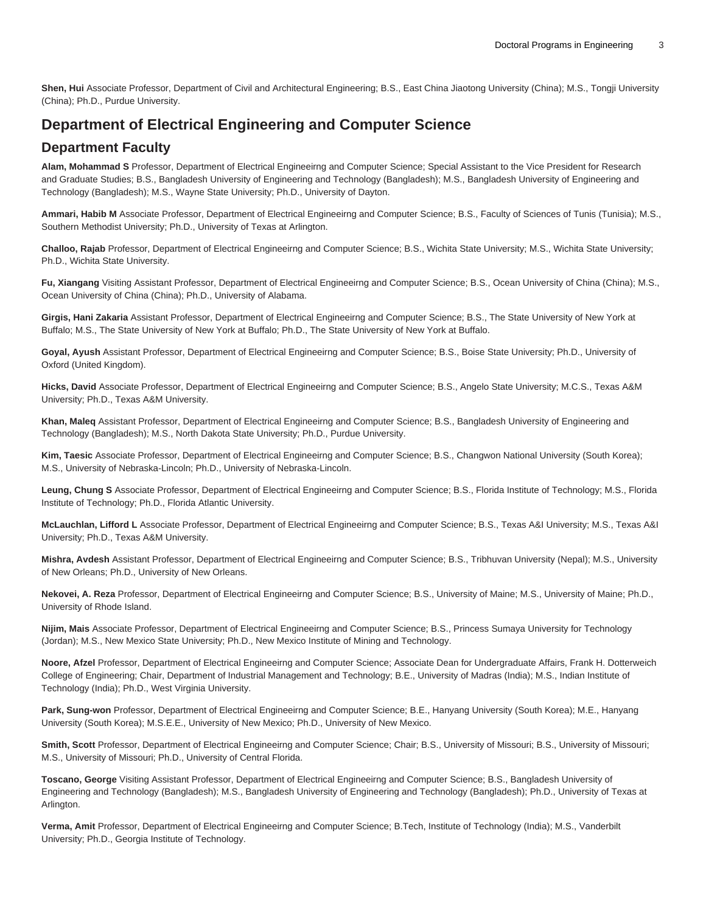**Shen, Hui** Associate Professor, Department of Civil and Architectural Engineering; B.S., East China Jiaotong University (China); M.S., Tongji University (China); Ph.D., Purdue University.

## Department of Electrical Engineering and Computer Science

### Department Faculty

**Alam, Mohammad S** Professor, Department of Electrical Engineeirng and Computer Science; Special Assistant to the Vice President for Research and Graduate Studies; B.S., Bangladesh University of Engineering and Technology (Bangladesh); M.S., Bangladesh University of Engineering and Technology (Bangladesh); M.S., Wayne State University; Ph.D., University of Dayton.

**Ammari, Habib M** Associate Professor, Department of Electrical Engineeirng and Computer Science; B.S., Faculty of Sciences of Tunis (Tunisia); M.S., Southern Methodist University; Ph.D., University of Texas at Arlington.

**Challoo, Rajab** Professor, Department of Electrical Engineeirng and Computer Science; B.S., Wichita State University; M.S., Wichita State University; Ph.D., Wichita State University.

**Fu, Xiangang** Visiting Assistant Professor, Department of Electrical Engineeirng and Computer Science; B.S., Ocean University of China (China); M.S., Ocean University of China (China); Ph.D., University of Alabama.

**Girgis, Hani Zakaria** Assistant Professor, Department of Electrical Engineeirng and Computer Science; B.S., The State University of New York at Buffalo; M.S., The State University of New York at Buffalo; Ph.D., The State University of New York at Buffalo.

**Goyal, Ayush** Assistant Professor, Department of Electrical Engineeirng and Computer Science; B.S., Boise State University; Ph.D., University of Oxford (United Kingdom).

**Hicks, David** Associate Professor, Department of Electrical Engineeirng and Computer Science; B.S., Angelo State University; M.C.S., Texas A&M University; Ph.D., Texas A&M University.

**Khan, Maleq** Assistant Professor, Department of Electrical Engineeirng and Computer Science; B.S., Bangladesh University of Engineering and Technology (Bangladesh); M.S., North Dakota State University; Ph.D., Purdue University.

**Kim, Taesic** Associate Professor, Department of Electrical Engineeirng and Computer Science; B.S., Changwon National University (South Korea); M.S., University of Nebraska-Lincoln; Ph.D., University of Nebraska-Lincoln.

**Leung, Chung S** Associate Professor, Department of Electrical Engineeirng and Computer Science; B.S., Florida Institute of Technology; M.S., Florida Institute of Technology; Ph.D., Florida Atlantic University.

**McLauchlan, Lifford L** Associate Professor, Department of Electrical Engineeirng and Computer Science; B.S., Texas A&I University; M.S., Texas A&I University; Ph.D., Texas A&M University.

**Mishra, Avdesh** Assistant Professor, Department of Electrical Engineeirng and Computer Science; B.S., Tribhuvan University (Nepal); M.S., University of New Orleans; Ph.D., University of New Orleans.

**Nekovei, A. Reza** Professor, Department of Electrical Engineeirng and Computer Science; B.S., University of Maine; M.S., University of Maine; Ph.D., University of Rhode Island.

**Nijim, Mais** Associate Professor, Department of Electrical Engineeirng and Computer Science; B.S., Princess Sumaya University for Technology (Jordan); M.S., New Mexico State University; Ph.D., New Mexico Institute of Mining and Technology.

**Noore, Afzel** Professor, Department of Electrical Engineeirng and Computer Science; Associate Dean for Undergraduate Affairs, Frank H. Dotterweich College of Engineering; Chair, Department of Industrial Management and Technology; B.E., University of Madras (India); M.S., Indian Institute of Technology (India); Ph.D., West Virginia University.

**Park, Sung-won** Professor, Department of Electrical Engineeirng and Computer Science; B.E., Hanyang University (South Korea); M.E., Hanyang University (South Korea); M.S.E.E., University of New Mexico; Ph.D., University of New Mexico.

**Smith, Scott** Professor, Department of Electrical Engineeirng and Computer Science; Chair; B.S., University of Missouri; B.S., University of Missouri; M.S., University of Missouri; Ph.D., University of Central Florida.

**Toscano, George** Visiting Assistant Professor, Department of Electrical Engineeirng and Computer Science; B.S., Bangladesh University of Engineering and Technology (Bangladesh); M.S., Bangladesh University of Engineering and Technology (Bangladesh); Ph.D., University of Texas at Arlington.

**Verma, Amit** Professor, Department of Electrical Engineeirng and Computer Science; B.Tech, Institute of Technology (India); M.S., Vanderbilt University; Ph.D., Georgia Institute of Technology.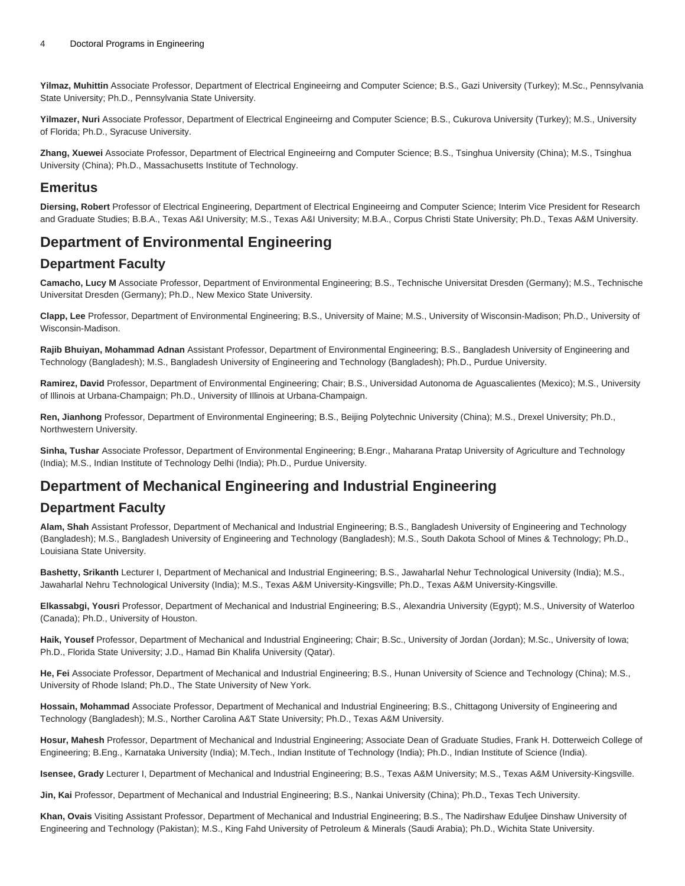**Yilmaz, Muhittin** Associate Professor, Department of Electrical Engineeirng and Computer Science; B.S., Gazi University (Turkey); M.Sc., Pennsylvania State University; Ph.D., Pennsylvania State University.

**Yilmazer, Nuri** Associate Professor, Department of Electrical Engineeirng and Computer Science; B.S., Cukurova University (Turkey); M.S., University of Florida; Ph.D., Syracuse University.

**Zhang, Xuewei** Associate Professor, Department of Electrical Engineeirng and Computer Science; B.S., Tsinghua University (China); M.S., Tsinghua University (China); Ph.D., Massachusetts Institute of Technology.

### Emeritus

**Diersing, Robert** Professor of Electrical Engineering, Department of Electrical Engineeirng and Computer Science; Interim Vice President for Research and Graduate Studies; B.B.A., Texas A&I University; M.S., Texas A&I University; M.B.A., Corpus Christi State University; Ph.D., Texas A&M University.

## Department of Environmental Engineering

### Department Faculty

**Camacho, Lucy M** Associate Professor, Department of Environmental Engineering; B.S., Technische Universitat Dresden (Germany); M.S., Technische Universitat Dresden (Germany); Ph.D., New Mexico State University.

**Clapp, Lee** Professor, Department of Environmental Engineering; B.S., University of Maine; M.S., University of Wisconsin-Madison; Ph.D., University of Wisconsin-Madison.

**Rajib Bhuiyan, Mohammad Adnan** Assistant Professor, Department of Environmental Engineering; B.S., Bangladesh University of Engineering and Technology (Bangladesh); M.S., Bangladesh University of Engineering and Technology (Bangladesh); Ph.D., Purdue University.

**Ramirez, David** Professor, Department of Environmental Engineering; Chair; B.S., Universidad Autonoma de Aguascalientes (Mexico); M.S., University of Illinois at Urbana-Champaign; Ph.D., University of Illinois at Urbana-Champaign.

**Ren, Jianhong** Professor, Department of Environmental Engineering; B.S., Beijing Polytechnic University (China); M.S., Drexel University; Ph.D., Northwestern University.

**Sinha, Tushar** Associate Professor, Department of Environmental Engineering; B.Engr., Maharana Pratap University of Agriculture and Technology (India); M.S., Indian Institute of Technology Delhi (India); Ph.D., Purdue University.

## Department of Mechanical Engineering and Industrial Engineering

### Department Faculty

**Alam, Shah** Assistant Professor, Department of Mechanical and Industrial Engineering; B.S., Bangladesh University of Engineering and Technology (Bangladesh); M.S., Bangladesh University of Engineering and Technology (Bangladesh); M.S., South Dakota School of Mines & Technology; Ph.D., Louisiana State University.

**Bashetty, Srikanth** Lecturer I, Department of Mechanical and Industrial Engineering; B.S., Jawaharlal Nehur Technological University (India); M.S., Jawaharlal Nehru Technological University (India); M.S., Texas A&M University-Kingsville; Ph.D., Texas A&M University-Kingsville.

**Elkassabgi, Yousri** Professor, Department of Mechanical and Industrial Engineering; B.S., Alexandria University (Egypt); M.S., University of Waterloo (Canada); Ph.D., University of Houston.

**Haik, Yousef** Professor, Department of Mechanical and Industrial Engineering; Chair; B.Sc., University of Jordan (Jordan); M.Sc., University of Iowa; Ph.D., Florida State University; J.D., Hamad Bin Khalifa University (Qatar).

**He, Fei** Associate Professor, Department of Mechanical and Industrial Engineering; B.S., Hunan University of Science and Technology (China); M.S., University of Rhode Island; Ph.D., The State University of New York.

**Hossain, Mohammad** Associate Professor, Department of Mechanical and Industrial Engineering; B.S., Chittagong University of Engineering and Technology (Bangladesh); M.S., Norther Carolina A&T State University; Ph.D., Texas A&M University.

**Hosur, Mahesh** Professor, Department of Mechanical and Industrial Engineering; Associate Dean of Graduate Studies, Frank H. Dotterweich College of Engineering; B.Eng., Karnataka University (India); M.Tech., Indian Institute of Technology (India); Ph.D., Indian Institute of Science (India).

**Isensee, Grady** Lecturer I, Department of Mechanical and Industrial Engineering; B.S., Texas A&M University; M.S., Texas A&M University-Kingsville.

**Jin, Kai** Professor, Department of Mechanical and Industrial Engineering; B.S., Nankai University (China); Ph.D., Texas Tech University.

**Khan, Ovais** Visiting Assistant Professor, Department of Mechanical and Industrial Engineering; B.S., The Nadirshaw Eduljee Dinshaw University of Engineering and Technology (Pakistan); M.S., King Fahd University of Petroleum & Minerals (Saudi Arabia); Ph.D., Wichita State University.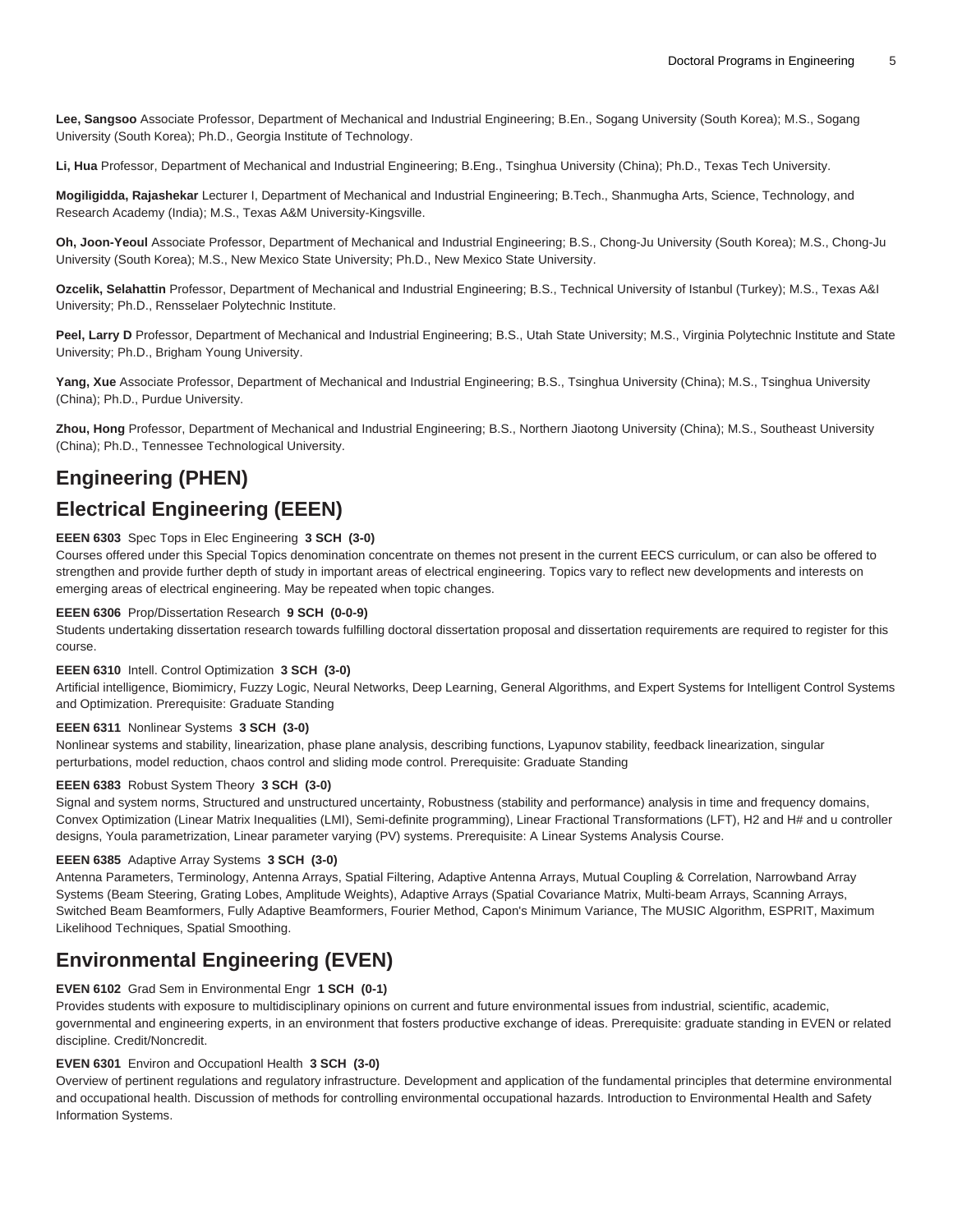**Lee, Sangsoo** Associate Professor, Department of Mechanical and Industrial Engineering; B.En., Sogang University (South Korea); M.S., Sogang University (South Korea); Ph.D., Georgia Institute of Technology.

**Li, Hua** Professor, Department of Mechanical and Industrial Engineering; B.Eng., Tsinghua University (China); Ph.D., Texas Tech University.

**Mogiligidda, Rajashekar** Lecturer I, Department of Mechanical and Industrial Engineering; B.Tech., Shanmugha Arts, Science, Technology, and Research Academy (India); M.S., Texas A&M University-Kingsville.

**Oh, Joon-Yeoul** Associate Professor, Department of Mechanical and Industrial Engineering; B.S., Chong-Ju University (South Korea); M.S., Chong-Ju University (South Korea); M.S., New Mexico State University; Ph.D., New Mexico State University.

**Ozcelik, Selahattin** Professor, Department of Mechanical and Industrial Engineering; B.S., Technical University of Istanbul (Turkey); M.S., Texas A&I University; Ph.D., Rensselaer Polytechnic Institute.

**Peel, Larry D** Professor, Department of Mechanical and Industrial Engineering; B.S., Utah State University; M.S., Virginia Polytechnic Institute and State University; Ph.D., Brigham Young University.

**Yang, Xue** Associate Professor, Department of Mechanical and Industrial Engineering; B.S., Tsinghua University (China); M.S., Tsinghua University (China); Ph.D., Purdue University.

**Zhou, Hong** Professor, Department of Mechanical and Industrial Engineering; B.S., Northern Jiaotong University (China); M.S., Southeast University (China); Ph.D., Tennessee Technological University.

# Engineering (PHEN)

## Electrical Engineering (EEEN)

**EEEN 6303** Spec Tops in Elec Engineering **3 SCH (3-0)**
Courses offered under this Special Topics denomination concentrate on themes not present in the current EECS curriculum, or can also be offered to strengthen and provide further depth of study in important areas of electrical engineering. Topics vary to reflect new developments and interests on emerging areas of electrical engineering. May be repeated when topic changes.

**EEEN 6306** Prop/Dissertation Research **9 SCH (0-0-9)**
Students undertaking dissertation research towards fulfilling doctoral dissertation proposal and dissertation requirements are required to register for this course.

**EEEN 6310** Intell. Control Optimization **3 SCH (3-0)**
Artificial intelligence, Biomimicry, Fuzzy Logic, Neural Networks, Deep Learning, General Algorithms, and Expert Systems for Intelligent Control Systems and Optimization. Prerequisite: Graduate Standing

**EEEN 6311** Nonlinear Systems **3 SCH (3-0)**
Nonlinear systems and stability, linearization, phase plane analysis, describing functions, Lyapunov stability, feedback linearization, singular perturbations, model reduction, chaos control and sliding mode control. Prerequisite: Graduate Standing

**EEEN 6383** Robust System Theory **3 SCH (3-0)**
Signal and system norms, Structured and unstructured uncertainty, Robustness (stability and performance) analysis in time and frequency domains, Convex Optimization (Linear Matrix Inequalities (LMI), Semi-definite programming), Linear Fractional Transformations (LFT), H2 and H# and u controller designs, Youla parametrization, Linear parameter varying (PV) systems. Prerequisite: A Linear Systems Analysis Course.

**EEEN 6385** Adaptive Array Systems **3 SCH (3-0)**
Antenna Parameters, Terminology, Antenna Arrays, Spatial Filtering, Adaptive Antenna Arrays, Mutual Coupling & Correlation, Narrowband Array Systems (Beam Steering, Grating Lobes, Amplitude Weights), Adaptive Arrays (Spatial Covariance Matrix, Multi-beam Arrays, Scanning Arrays, Switched Beam Beamformers, Fully Adaptive Beamformers, Fourier Method, Capon's Minimum Variance, The MUSIC Algorithm, ESPRIT, Maximum Likelihood Techniques, Spatial Smoothing.

## Environmental Engineering (EVEN)

**EVEN 6102** Grad Sem in Environmental Engr **1 SCH (0-1)**
Provides students with exposure to multidisciplinary opinions on current and future environmental issues from industrial, scientific, academic, governmental and engineering experts, in an environment that fosters productive exchange of ideas. Prerequisite: graduate standing in EVEN or related discipline. Credit/Noncredit.

**EVEN 6301** Environ and Occupationl Health **3 SCH (3-0)**
Overview of pertinent regulations and regulatory infrastructure. Development and application of the fundamental principles that determine environmental and occupational health. Discussion of methods for controlling environmental occupational hazards. Introduction to Environmental Health and Safety Information Systems.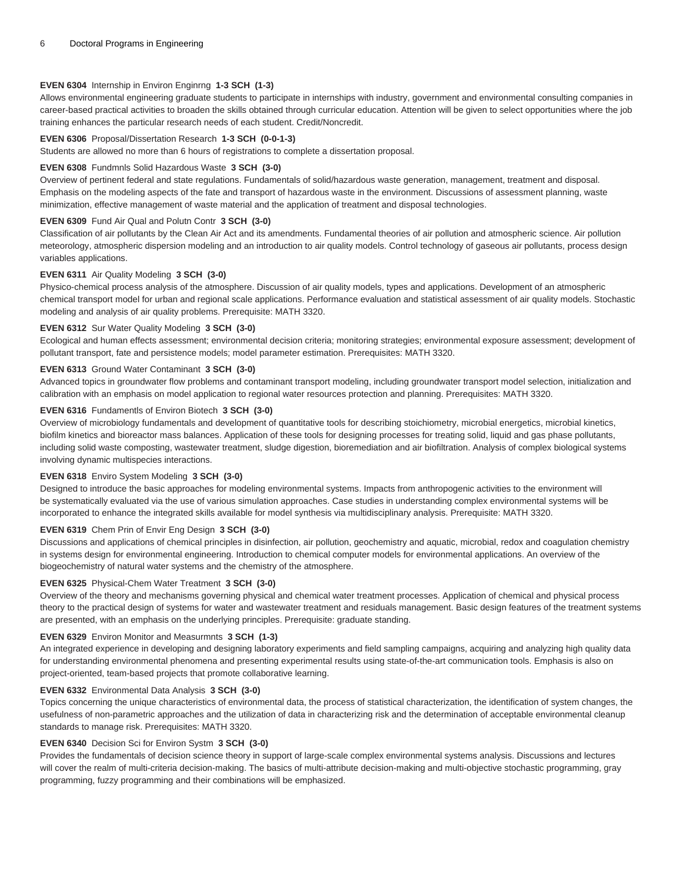**EVEN 6304** Internship in Environ Enginrng **1-3 SCH (1-3)**

Allows environmental engineering graduate students to participate in internships with industry, government and environmental consulting companies in career-based practical activities to broaden the skills obtained through curricular education. Attention will be given to select opportunities where the job training enhances the particular research needs of each student. Credit/Noncredit.

**EVEN 6306** Proposal/Dissertation Research **1-3 SCH (0-0-1-3)**

Students are allowed no more than 6 hours of registrations to complete a dissertation proposal.

**EVEN 6308** Fundmnls Solid Hazardous Waste **3 SCH (3-0)**

Overview of pertinent federal and state regulations. Fundamentals of solid/hazardous waste generation, management, treatment and disposal. Emphasis on the modeling aspects of the fate and transport of hazardous waste in the environment. Discussions of assessment planning, waste minimization, effective management of waste material and the application of treatment and disposal technologies.

**EVEN 6309** Fund Air Qual and Polutn Contr **3 SCH (3-0)**

Classification of air pollutants by the Clean Air Act and its amendments. Fundamental theories of air pollution and atmospheric science. Air pollution meteorology, atmospheric dispersion modeling and an introduction to air quality models. Control technology of gaseous air pollutants, process design variables applications.

**EVEN 6311** Air Quality Modeling **3 SCH (3-0)**

Physico-chemical process analysis of the atmosphere. Discussion of air quality models, types and applications. Development of an atmospheric chemical transport model for urban and regional scale applications. Performance evaluation and statistical assessment of air quality models. Stochastic modeling and analysis of air quality problems. Prerequisite: MATH 3320.

**EVEN 6312** Sur Water Quality Modeling **3 SCH (3-0)**

Ecological and human effects assessment; environmental decision criteria; monitoring strategies; environmental exposure assessment; development of pollutant transport, fate and persistence models; model parameter estimation. Prerequisites: MATH 3320.

**EVEN 6313** Ground Water Contaminant **3 SCH (3-0)**

Advanced topics in groundwater flow problems and contaminant transport modeling, including groundwater transport model selection, initialization and calibration with an emphasis on model application to regional water resources protection and planning. Prerequisites: MATH 3320.

**EVEN 6316** Fundamentls of Environ Biotech **3 SCH (3-0)**

Overview of microbiology fundamentals and development of quantitative tools for describing stoichiometry, microbial energetics, microbial kinetics, biofilm kinetics and bioreactor mass balances. Application of these tools for designing processes for treating solid, liquid and gas phase pollutants, including solid waste composting, wastewater treatment, sludge digestion, bioremediation and air biofiltration. Analysis of complex biological systems involving dynamic multispecies interactions.

**EVEN 6318** Enviro System Modeling **3 SCH (3-0)**

Designed to introduce the basic approaches for modeling environmental systems. Impacts from anthropogenic activities to the environment will be systematically evaluated via the use of various simulation approaches. Case studies in understanding complex environmental systems will be incorporated to enhance the integrated skills available for model synthesis via multidisciplinary analysis. Prerequisite: MATH 3320.

**EVEN 6319** Chem Prin of Envir Eng Design **3 SCH (3-0)**

Discussions and applications of chemical principles in disinfection, air pollution, geochemistry and aquatic, microbial, redox and coagulation chemistry in systems design for environmental engineering. Introduction to chemical computer models for environmental applications. An overview of the biogeochemistry of natural water systems and the chemistry of the atmosphere.

**EVEN 6325** Physical-Chem Water Treatment **3 SCH (3-0)**

Overview of the theory and mechanisms governing physical and chemical water treatment processes. Application of chemical and physical process theory to the practical design of systems for water and wastewater treatment and residuals management. Basic design features of the treatment systems are presented, with an emphasis on the underlying principles. Prerequisite: graduate standing.

**EVEN 6329** Environ Monitor and Measurmnts **3 SCH (1-3)**

An integrated experience in developing and designing laboratory experiments and field sampling campaigns, acquiring and analyzing high quality data for understanding environmental phenomena and presenting experimental results using state-of-the-art communication tools. Emphasis is also on project-oriented, team-based projects that promote collaborative learning.

**EVEN 6332** Environmental Data Analysis **3 SCH (3-0)**

Topics concerning the unique characteristics of environmental data, the process of statistical characterization, the identification of system changes, the usefulness of non-parametric approaches and the utilization of data in characterizing risk and the determination of acceptable environmental cleanup standards to manage risk. Prerequisites: MATH 3320.

**EVEN 6340** Decision Sci for Environ Systm **3 SCH (3-0)**

Provides the fundamentals of decision science theory in support of large-scale complex environmental systems analysis. Discussions and lectures will cover the realm of multi-criteria decision-making. The basics of multi-attribute decision-making and multi-objective stochastic programming, gray programming, fuzzy programming and their combinations will be emphasized.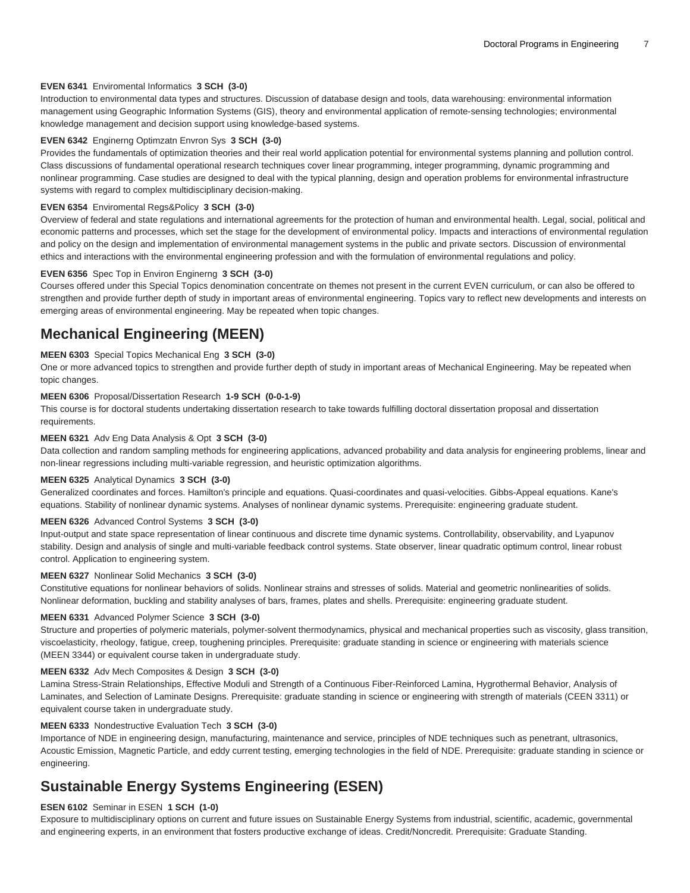**EVEN 6341** Enviromental Informatics **3 SCH (3-0)**
Introduction to environmental data types and structures. Discussion of database design and tools, data warehousing: environmental information management using Geographic Information Systems (GIS), theory and environmental application of remote-sensing technologies; environmental knowledge management and decision support using knowledge-based systems.

**EVEN 6342** Enginerng Optimzatn Envron Sys **3 SCH (3-0)**
Provides the fundamentals of optimization theories and their real world application potential for environmental systems planning and pollution control. Class discussions of fundamental operational research techniques cover linear programming, integer programming, dynamic programming and nonlinear programming. Case studies are designed to deal with the typical planning, design and operation problems for environmental infrastructure systems with regard to complex multidisciplinary decision-making.

**EVEN 6354** Enviromental Regs&Policy **3 SCH (3-0)**
Overview of federal and state regulations and international agreements for the protection of human and environmental health. Legal, social, political and economic patterns and processes, which set the stage for the development of environmental policy. Impacts and interactions of environmental regulation and policy on the design and implementation of environmental management systems in the public and private sectors. Discussion of environmental ethics and interactions with the environmental engineering profession and with the formulation of environmental regulations and policy.

**EVEN 6356** Spec Top in Environ Enginerng **3 SCH (3-0)**
Courses offered under this Special Topics denomination concentrate on themes not present in the current EVEN curriculum, or can also be offered to strengthen and provide further depth of study in important areas of environmental engineering. Topics vary to reflect new developments and interests on emerging areas of environmental engineering. May be repeated when topic changes.

## Mechanical Engineering (MEEN)

**MEEN 6303** Special Topics Mechanical Eng **3 SCH (3-0)**
One or more advanced topics to strengthen and provide further depth of study in important areas of Mechanical Engineering. May be repeated when topic changes.

**MEEN 6306** Proposal/Dissertation Research **1-9 SCH (0-0-1-9)**
This course is for doctoral students undertaking dissertation research to take towards fulfilling doctoral dissertation proposal and dissertation requirements.

**MEEN 6321** Adv Eng Data Analysis & Opt **3 SCH (3-0)**
Data collection and random sampling methods for engineering applications, advanced probability and data analysis for engineering problems, linear and non-linear regressions including multi-variable regression, and heuristic optimization algorithms.

**MEEN 6325** Analytical Dynamics **3 SCH (3-0)**
Generalized coordinates and forces. Hamilton's principle and equations. Quasi-coordinates and quasi-velocities. Gibbs-Appeal equations. Kane's equations. Stability of nonlinear dynamic systems. Analyses of nonlinear dynamic systems. Prerequisite: engineering graduate student.

**MEEN 6326** Advanced Control Systems **3 SCH (3-0)**
Input-output and state space representation of linear continuous and discrete time dynamic systems. Controllability, observability, and Lyapunov stability. Design and analysis of single and multi-variable feedback control systems. State observer, linear quadratic optimum control, linear robust control. Application to engineering system.

**MEEN 6327** Nonlinear Solid Mechanics **3 SCH (3-0)**
Constitutive equations for nonlinear behaviors of solids. Nonlinear strains and stresses of solids. Material and geometric nonlinearities of solids. Nonlinear deformation, buckling and stability analyses of bars, frames, plates and shells. Prerequisite: engineering graduate student.

**MEEN 6331** Advanced Polymer Science **3 SCH (3-0)**
Structure and properties of polymeric materials, polymer-solvent thermodynamics, physical and mechanical properties such as viscosity, glass transition, viscoelasticity, rheology, fatigue, creep, toughening principles. Prerequisite: graduate standing in science or engineering with materials science (MEEN 3344) or equivalent course taken in undergraduate study.

**MEEN 6332** Adv Mech Composites & Design **3 SCH (3-0)**
Lamina Stress-Strain Relationships, Effective Moduli and Strength of a Continuous Fiber-Reinforced Lamina, Hygrothermal Behavior, Analysis of Laminates, and Selection of Laminate Designs. Prerequisite: graduate standing in science or engineering with strength of materials (CEEN 3311) or equivalent course taken in undergraduate study.

**MEEN 6333** Nondestructive Evaluation Tech **3 SCH (3-0)**
Importance of NDE in engineering design, manufacturing, maintenance and service, principles of NDE techniques such as penetrant, ultrasonics, Acoustic Emission, Magnetic Particle, and eddy current testing, emerging technologies in the field of NDE. Prerequisite: graduate standing in science or engineering.

## Sustainable Energy Systems Engineering (ESEN)

**ESEN 6102** Seminar in ESEN **1 SCH (1-0)**
Exposure to multidisciplinary options on current and future issues on Sustainable Energy Systems from industrial, scientific, academic, governmental and engineering experts, in an environment that fosters productive exchange of ideas. Credit/Noncredit. Prerequisite: Graduate Standing.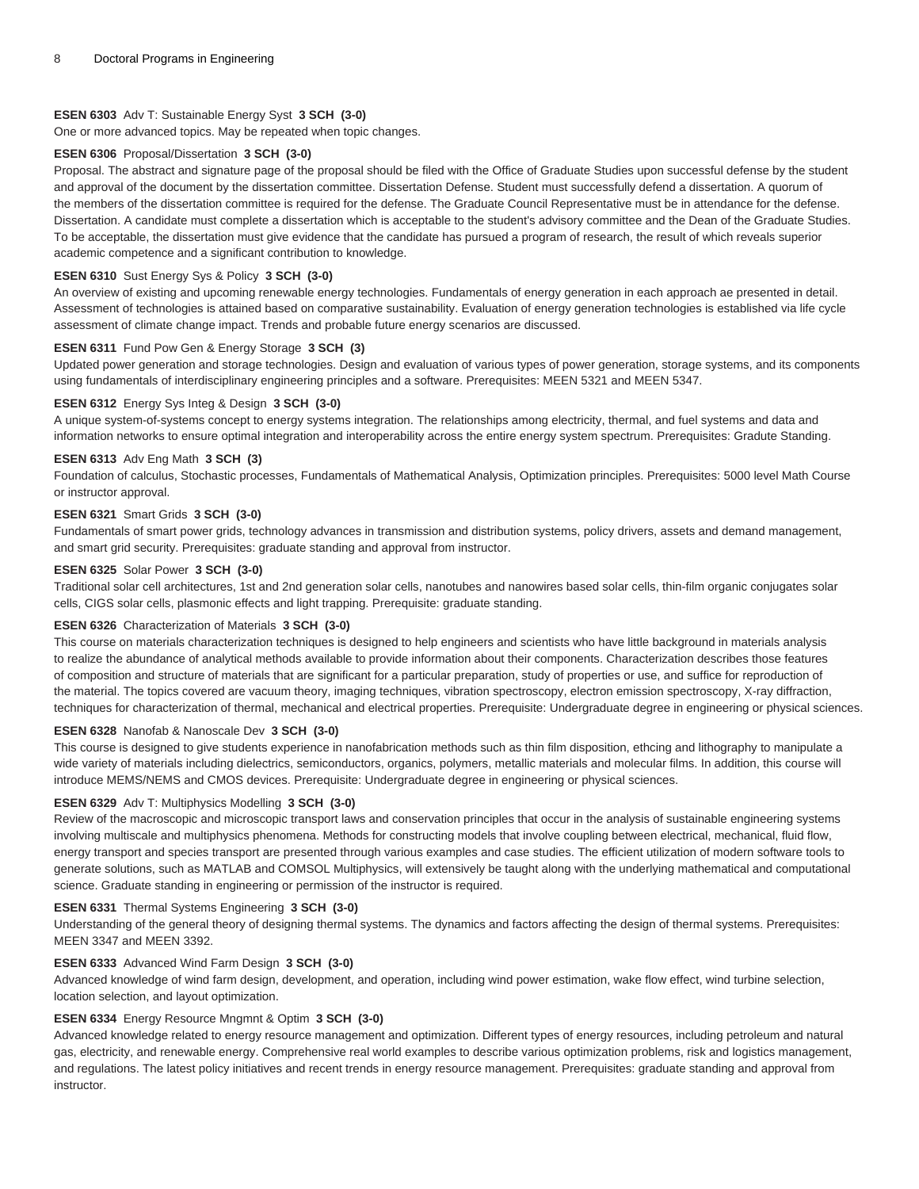**ESEN 6303** Adv T: Sustainable Energy Syst **3 SCH (3-0)**
One or more advanced topics. May be repeated when topic changes.

**ESEN 6306** Proposal/Dissertation **3 SCH (3-0)**
Proposal. The abstract and signature page of the proposal should be filed with the Office of Graduate Studies upon successful defense by the student and approval of the document by the dissertation committee. Dissertation Defense. Student must successfully defend a dissertation. A quorum of the members of the dissertation committee is required for the defense. The Graduate Council Representative must be in attendance for the defense. Dissertation. A candidate must complete a dissertation which is acceptable to the student's advisory committee and the Dean of the Graduate Studies. To be acceptable, the dissertation must give evidence that the candidate has pursued a program of research, the result of which reveals superior academic competence and a significant contribution to knowledge.

**ESEN 6310** Sust Energy Sys & Policy **3 SCH (3-0)**
An overview of existing and upcoming renewable energy technologies. Fundamentals of energy generation in each approach ae presented in detail. Assessment of technologies is attained based on comparative sustainability. Evaluation of energy generation technologies is established via life cycle assessment of climate change impact. Trends and probable future energy scenarios are discussed.

**ESEN 6311** Fund Pow Gen & Energy Storage **3 SCH (3)**
Updated power generation and storage technologies. Design and evaluation of various types of power generation, storage systems, and its components using fundamentals of interdisciplinary engineering principles and a software. Prerequisites: MEEN 5321 and MEEN 5347.

**ESEN 6312** Energy Sys Integ & Design **3 SCH (3-0)**
A unique system-of-systems concept to energy systems integration. The relationships among electricity, thermal, and fuel systems and data and information networks to ensure optimal integration and interoperability across the entire energy system spectrum. Prerequisites: Gradute Standing.

**ESEN 6313** Adv Eng Math **3 SCH (3)**
Foundation of calculus, Stochastic processes, Fundamentals of Mathematical Analysis, Optimization principles. Prerequisites: 5000 level Math Course or instructor approval.

**ESEN 6321** Smart Grids **3 SCH (3-0)**
Fundamentals of smart power grids, technology advances in transmission and distribution systems, policy drivers, assets and demand management, and smart grid security. Prerequisites: graduate standing and approval from instructor.

**ESEN 6325** Solar Power **3 SCH (3-0)**
Traditional solar cell architectures, 1st and 2nd generation solar cells, nanotubes and nanowires based solar cells, thin-film organic conjugates solar cells, CIGS solar cells, plasmonic effects and light trapping. Prerequisite: graduate standing.

**ESEN 6326** Characterization of Materials **3 SCH (3-0)**
This course on materials characterization techniques is designed to help engineers and scientists who have little background in materials analysis to realize the abundance of analytical methods available to provide information about their components. Characterization describes those features of composition and structure of materials that are significant for a particular preparation, study of properties or use, and suffice for reproduction of the material. The topics covered are vacuum theory, imaging techniques, vibration spectroscopy, electron emission spectroscopy, X-ray diffraction, techniques for characterization of thermal, mechanical and electrical properties. Prerequisite: Undergraduate degree in engineering or physical sciences.

**ESEN 6328** Nanofab & Nanoscale Dev **3 SCH (3-0)**
This course is designed to give students experience in nanofabrication methods such as thin film disposition, ethcing and lithography to manipulate a wide variety of materials including dielectrics, semiconductors, organics, polymers, metallic materials and molecular films. In addition, this course will introduce MEMS/NEMS and CMOS devices. Prerequisite: Undergraduate degree in engineering or physical sciences.

**ESEN 6329** Adv T: Multiphysics Modelling **3 SCH (3-0)**
Review of the macroscopic and microscopic transport laws and conservation principles that occur in the analysis of sustainable engineering systems involving multiscale and multiphysics phenomena. Methods for constructing models that involve coupling between electrical, mechanical, fluid flow, energy transport and species transport are presented through various examples and case studies. The efficient utilization of modern software tools to generate solutions, such as MATLAB and COMSOL Multiphysics, will extensively be taught along with the underlying mathematical and computational science. Graduate standing in engineering or permission of the instructor is required.

**ESEN 6331** Thermal Systems Engineering **3 SCH (3-0)**
Understanding of the general theory of designing thermal systems. The dynamics and factors affecting the design of thermal systems. Prerequisites: MEEN 3347 and MEEN 3392.

**ESEN 6333** Advanced Wind Farm Design **3 SCH (3-0)**
Advanced knowledge of wind farm design, development, and operation, including wind power estimation, wake flow effect, wind turbine selection, location selection, and layout optimization.

**ESEN 6334** Energy Resource Mngmnt & Optim **3 SCH (3-0)**
Advanced knowledge related to energy resource management and optimization. Different types of energy resources, including petroleum and natural gas, electricity, and renewable energy. Comprehensive real world examples to describe various optimization problems, risk and logistics management, and regulations. The latest policy initiatives and recent trends in energy resource management. Prerequisites: graduate standing and approval from instructor.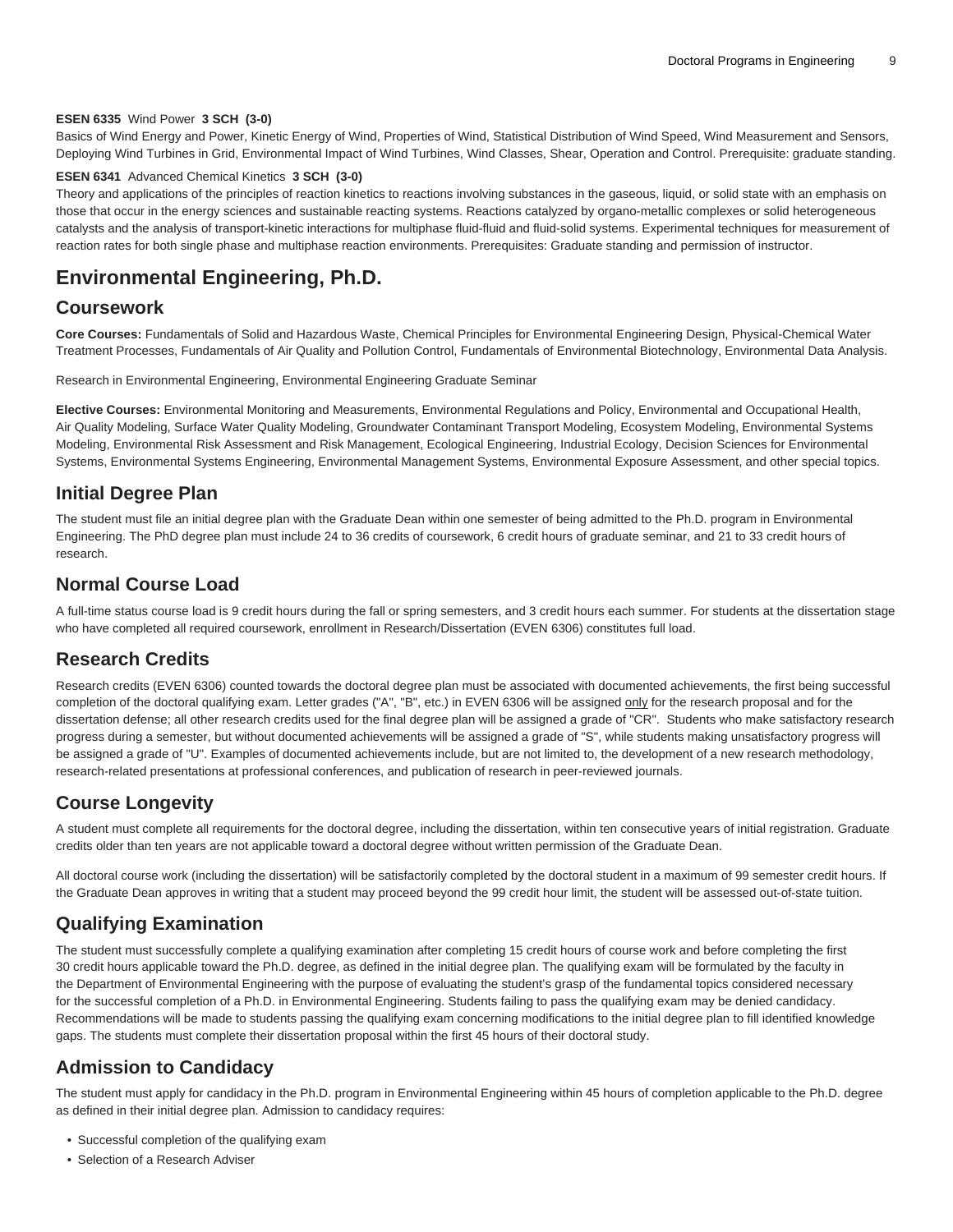**ESEN 6335** Wind Power **3 SCH (3-0)**
Basics of Wind Energy and Power, Kinetic Energy of Wind, Properties of Wind, Statistical Distribution of Wind Speed, Wind Measurement and Sensors, Deploying Wind Turbines in Grid, Environmental Impact of Wind Turbines, Wind Classes, Shear, Operation and Control. Prerequisite: graduate standing.

**ESEN 6341** Advanced Chemical Kinetics **3 SCH (3-0)**
Theory and applications of the principles of reaction kinetics to reactions involving substances in the gaseous, liquid, or solid state with an emphasis on those that occur in the energy sciences and sustainable reacting systems. Reactions catalyzed by organo-metallic complexes or solid heterogeneous catalysts and the analysis of transport-kinetic interactions for multiphase fluid-fluid and fluid-solid systems. Experimental techniques for measurement of reaction rates for both single phase and multiphase reaction environments. Prerequisites: Graduate standing and permission of instructor.

# Environmental Engineering, Ph.D.

## Coursework

**Core Courses:** Fundamentals of Solid and Hazardous Waste, Chemical Principles for Environmental Engineering Design, Physical-Chemical Water Treatment Processes, Fundamentals of Air Quality and Pollution Control, Fundamentals of Environmental Biotechnology, Environmental Data Analysis.

Research in Environmental Engineering, Environmental Engineering Graduate Seminar

**Elective Courses:** Environmental Monitoring and Measurements, Environmental Regulations and Policy, Environmental and Occupational Health, Air Quality Modeling, Surface Water Quality Modeling, Groundwater Contaminant Transport Modeling, Ecosystem Modeling, Environmental Systems Modeling, Environmental Risk Assessment and Risk Management, Ecological Engineering, Industrial Ecology, Decision Sciences for Environmental Systems, Environmental Systems Engineering, Environmental Management Systems, Environmental Exposure Assessment, and other special topics.

## Initial Degree Plan

The student must file an initial degree plan with the Graduate Dean within one semester of being admitted to the Ph.D. program in Environmental Engineering. The PhD degree plan must include 24 to 36 credits of coursework, 6 credit hours of graduate seminar, and 21 to 33 credit hours of research.

## Normal Course Load

A full-time status course load is 9 credit hours during the fall or spring semesters, and 3 credit hours each summer. For students at the dissertation stage who have completed all required coursework, enrollment in Research/Dissertation (EVEN 6306) constitutes full load.

## Research Credits

Research credits (EVEN 6306) counted towards the doctoral degree plan must be associated with documented achievements, the first being successful completion of the doctoral qualifying exam. Letter grades ("A", "B", etc.) in EVEN 6306 will be assigned only for the research proposal and for the dissertation defense; all other research credits used for the final degree plan will be assigned a grade of "CR". Students who make satisfactory research progress during a semester, but without documented achievements will be assigned a grade of "S", while students making unsatisfactory progress will be assigned a grade of "U". Examples of documented achievements include, but are not limited to, the development of a new research methodology, research-related presentations at professional conferences, and publication of research in peer-reviewed journals.

## Course Longevity

A student must complete all requirements for the doctoral degree, including the dissertation, within ten consecutive years of initial registration. Graduate credits older than ten years are not applicable toward a doctoral degree without written permission of the Graduate Dean.

All doctoral course work (including the dissertation) will be satisfactorily completed by the doctoral student in a maximum of 99 semester credit hours. If the Graduate Dean approves in writing that a student may proceed beyond the 99 credit hour limit, the student will be assessed out-of-state tuition.

## Qualifying Examination

The student must successfully complete a qualifying examination after completing 15 credit hours of course work and before completing the first 30 credit hours applicable toward the Ph.D. degree, as defined in the initial degree plan. The qualifying exam will be formulated by the faculty in the Department of Environmental Engineering with the purpose of evaluating the student's grasp of the fundamental topics considered necessary for the successful completion of a Ph.D. in Environmental Engineering. Students failing to pass the qualifying exam may be denied candidacy. Recommendations will be made to students passing the qualifying exam concerning modifications to the initial degree plan to fill identified knowledge gaps. The students must complete their dissertation proposal within the first 45 hours of their doctoral study.

## Admission to Candidacy

The student must apply for candidacy in the Ph.D. program in Environmental Engineering within 45 hours of completion applicable to the Ph.D. degree as defined in their initial degree plan. Admission to candidacy requires:

- Successful completion of the qualifying exam
- Selection of a Research Adviser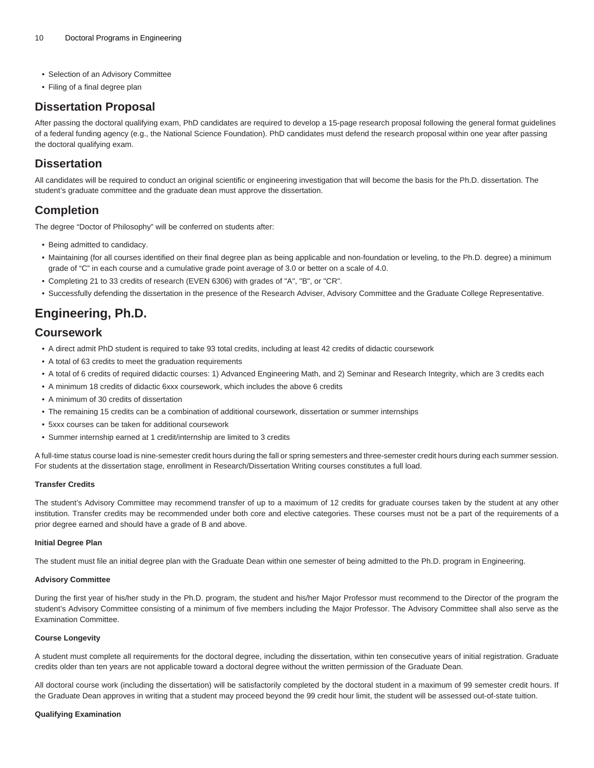- Selection of an Advisory Committee
- Filing of a final degree plan

## Dissertation Proposal

After passing the doctoral qualifying exam, PhD candidates are required to develop a 15-page research proposal following the general format guidelines of a federal funding agency (e.g., the National Science Foundation). PhD candidates must defend the research proposal within one year after passing the doctoral qualifying exam.

## Dissertation

All candidates will be required to conduct an original scientific or engineering investigation that will become the basis for the Ph.D. dissertation. The student's graduate committee and the graduate dean must approve the dissertation.

## Completion

The degree "Doctor of Philosophy" will be conferred on students after:

- Being admitted to candidacy.
- Maintaining (for all courses identified on their final degree plan as being applicable and non-foundation or leveling, to the Ph.D. degree) a minimum grade of "C" in each course and a cumulative grade point average of 3.0 or better on a scale of 4.0.
- Completing 21 to 33 credits of research (EVEN 6306) with grades of "A", "B", or "CR".
- Successfully defending the dissertation in the presence of the Research Adviser, Advisory Committee and the Graduate College Representative.

# Engineering, Ph.D.

## Coursework

- A direct admit PhD student is required to take 93 total credits, including at least 42 credits of didactic coursework
- A total of 63 credits to meet the graduation requirements
- A total of 6 credits of required didactic courses: 1) Advanced Engineering Math, and 2) Seminar and Research Integrity, which are 3 credits each
- A minimum 18 credits of didactic 6xxx coursework, which includes the above 6 credits
- A minimum of 30 credits of dissertation
- The remaining 15 credits can be a combination of additional coursework, dissertation or summer internships
- 5xxx courses can be taken for additional coursework
- Summer internship earned at 1 credit/internship are limited to 3 credits

A full-time status course load is nine-semester credit hours during the fall or spring semesters and three-semester credit hours during each summer session. For students at the dissertation stage, enrollment in Research/Dissertation Writing courses constitutes a full load.

#### Transfer Credits

The student's Advisory Committee may recommend transfer of up to a maximum of 12 credits for graduate courses taken by the student at any other institution. Transfer credits may be recommended under both core and elective categories. These courses must not be a part of the requirements of a prior degree earned and should have a grade of B and above.

#### Initial Degree Plan

The student must file an initial degree plan with the Graduate Dean within one semester of being admitted to the Ph.D. program in Engineering.

#### Advisory Committee

During the first year of his/her study in the Ph.D. program, the student and his/her Major Professor must recommend to the Director of the program the student's Advisory Committee consisting of a minimum of five members including the Major Professor. The Advisory Committee shall also serve as the Examination Committee.

#### Course Longevity

A student must complete all requirements for the doctoral degree, including the dissertation, within ten consecutive years of initial registration. Graduate credits older than ten years are not applicable toward a doctoral degree without the written permission of the Graduate Dean.

All doctoral course work (including the dissertation) will be satisfactorily completed by the doctoral student in a maximum of 99 semester credit hours. If the Graduate Dean approves in writing that a student may proceed beyond the 99 credit hour limit, the student will be assessed out-of-state tuition.

#### Qualifying Examination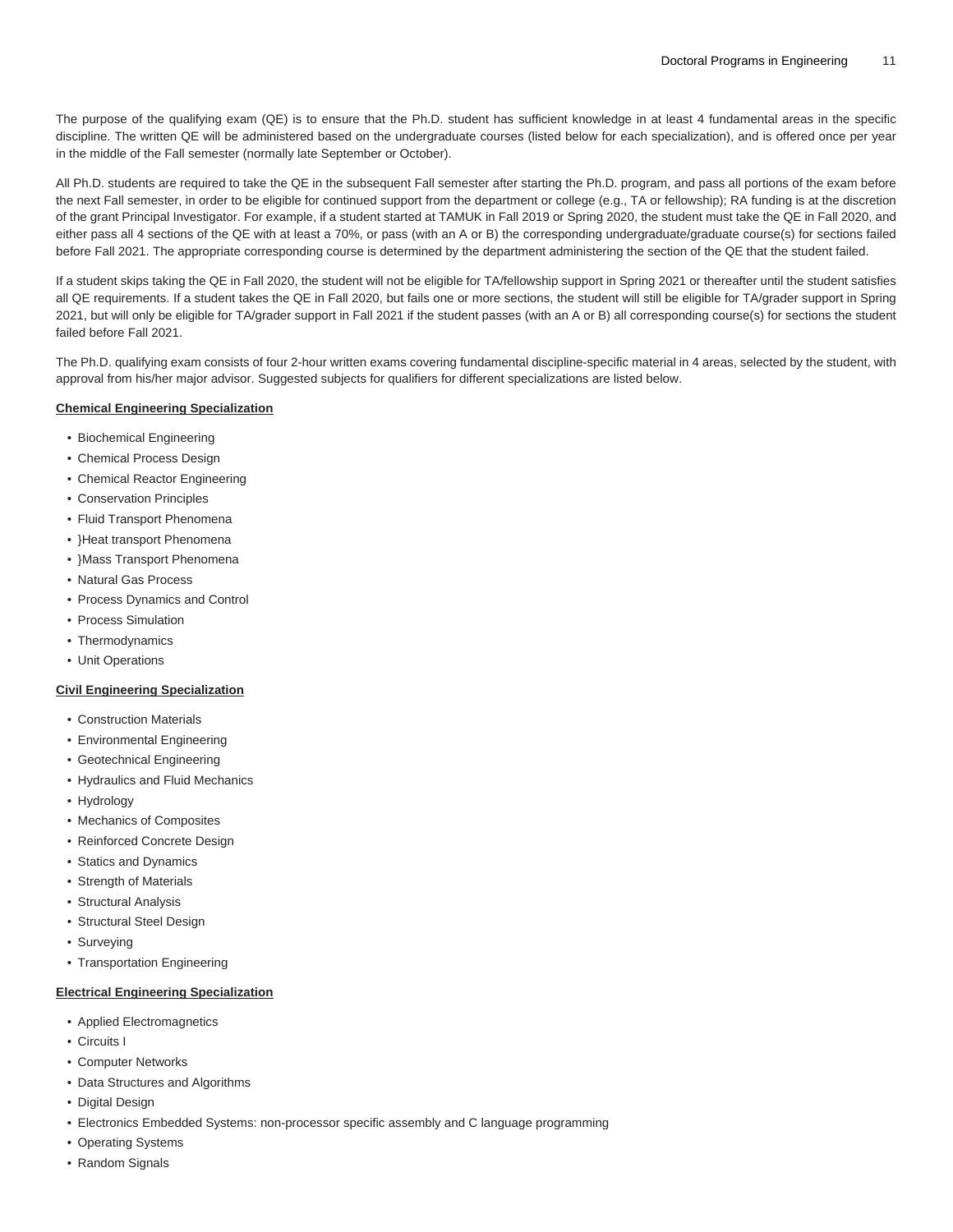The purpose of the qualifying exam (QE) is to ensure that the Ph.D. student has sufficient knowledge in at least 4 fundamental areas in the specific discipline. The written QE will be administered based on the undergraduate courses (listed below for each specialization), and is offered once per year in the middle of the Fall semester (normally late September or October).

All Ph.D. students are required to take the QE in the subsequent Fall semester after starting the Ph.D. program, and pass all portions of the exam before the next Fall semester, in order to be eligible for continued support from the department or college (e.g., TA or fellowship); RA funding is at the discretion of the grant Principal Investigator. For example, if a student started at TAMUK in Fall 2019 or Spring 2020, the student must take the QE in Fall 2020, and either pass all 4 sections of the QE with at least a 70%, or pass (with an A or B) the corresponding undergraduate/graduate course(s) for sections failed before Fall 2021. The appropriate corresponding course is determined by the department administering the section of the QE that the student failed.

If a student skips taking the QE in Fall 2020, the student will not be eligible for TA/fellowship support in Spring 2021 or thereafter until the student satisfies all QE requirements. If a student takes the QE in Fall 2020, but fails one or more sections, the student will still be eligible for TA/grader support in Spring 2021, but will only be eligible for TA/grader support in Fall 2021 if the student passes (with an A or B) all corresponding course(s) for sections the student failed before Fall 2021.

The Ph.D. qualifying exam consists of four 2-hour written exams covering fundamental discipline-specific material in 4 areas, selected by the student, with approval from his/her major advisor. Suggested subjects for qualifiers for different specializations are listed below.

**Chemical Engineering Specialization**

- Biochemical Engineering
- Chemical Process Design
- Chemical Reactor Engineering
- Conservation Principles
- Fluid Transport Phenomena
- }Heat transport Phenomena
- }Mass Transport Phenomena
- Natural Gas Process
- Process Dynamics and Control
- Process Simulation
- Thermodynamics
- Unit Operations

**Civil Engineering Specialization**

- Construction Materials
- Environmental Engineering
- Geotechnical Engineering
- Hydraulics and Fluid Mechanics
- Hydrology
- Mechanics of Composites
- Reinforced Concrete Design
- Statics and Dynamics
- Strength of Materials
- Structural Analysis
- Structural Steel Design
- Surveying
- Transportation Engineering

**Electrical Engineering Specialization**

- Applied Electromagnetics
- Circuits I
- Computer Networks
- Data Structures and Algorithms
- Digital Design
- Electronics Embedded Systems: non-processor specific assembly and C language programming
- Operating Systems
- Random Signals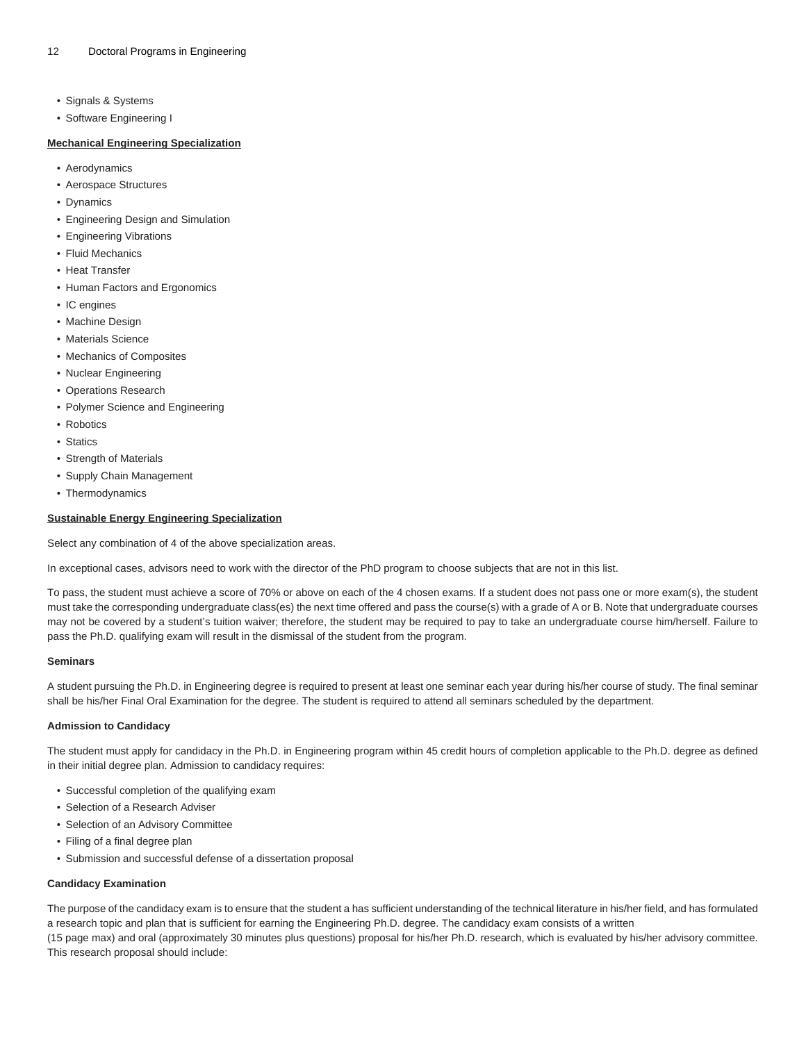- Signals & Systems
- Software Engineering I

**Mechanical Engineering Specialization**

- Aerodynamics
- Aerospace Structures
- Dynamics
- Engineering Design and Simulation
- Engineering Vibrations
- Fluid Mechanics
- Heat Transfer
- Human Factors and Ergonomics
- IC engines
- Machine Design
- Materials Science
- Mechanics of Composites
- Nuclear Engineering
- Operations Research
- Polymer Science and Engineering
- Robotics
- Statics
- Strength of Materials
- Supply Chain Management
- Thermodynamics

**Sustainable Energy Engineering Specialization**

Select any combination of 4 of the above specialization areas.

In exceptional cases, advisors need to work with the director of the PhD program to choose subjects that are not in this list.

To pass, the student must achieve a score of 70% or above on each of the 4 chosen exams. If a student does not pass one or more exam(s), the student must take the corresponding undergraduate class(es) the next time offered and pass the course(s) with a grade of A or B. Note that undergraduate courses may not be covered by a student's tuition waiver; therefore, the student may be required to pay to take an undergraduate course him/herself. Failure to pass the Ph.D. qualifying exam will result in the dismissal of the student from the program.

#### Seminars

A student pursuing the Ph.D. in Engineering degree is required to present at least one seminar each year during his/her course of study. The final seminar shall be his/her Final Oral Examination for the degree. The student is required to attend all seminars scheduled by the department.

#### Admission to Candidacy

The student must apply for candidacy in the Ph.D. in Engineering program within 45 credit hours of completion applicable to the Ph.D. degree as defined in their initial degree plan. Admission to candidacy requires:

- Successful completion of the qualifying exam
- Selection of a Research Adviser
- Selection of an Advisory Committee
- Filing of a final degree plan
- Submission and successful defense of a dissertation proposal

#### Candidacy Examination

The purpose of the candidacy exam is to ensure that the student a has sufficient understanding of the technical literature in his/her field, and has formulated a research topic and plan that is sufficient for earning the Engineering Ph.D. degree. The candidacy exam consists of a written (15 page max) and oral (approximately 30 minutes plus questions) proposal for his/her Ph.D. research, which is evaluated by his/her advisory committee. This research proposal should include: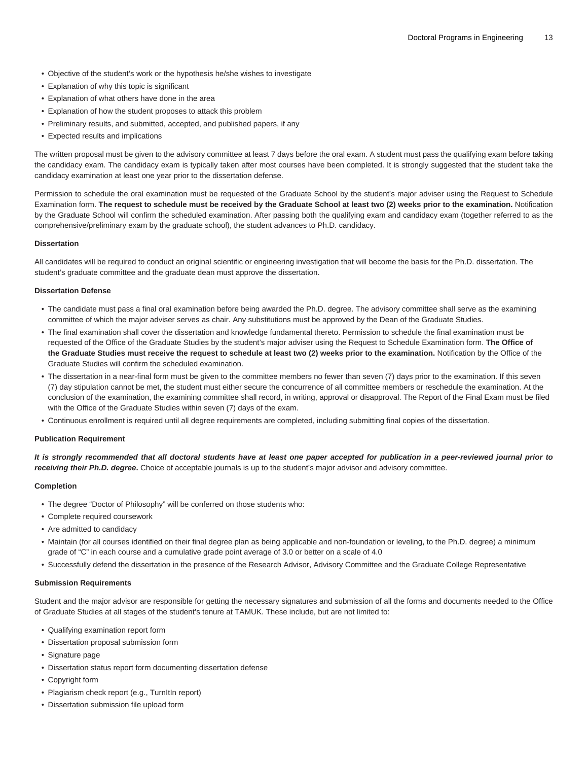- Objective of the student's work or the hypothesis he/she wishes to investigate
- Explanation of why this topic is significant
- Explanation of what others have done in the area
- Explanation of how the student proposes to attack this problem
- Preliminary results, and submitted, accepted, and published papers, if any
- Expected results and implications

The written proposal must be given to the advisory committee at least 7 days before the oral exam. A student must pass the qualifying exam before taking the candidacy exam. The candidacy exam is typically taken after most courses have been completed. It is strongly suggested that the student take the candidacy examination at least one year prior to the dissertation defense.

Permission to schedule the oral examination must be requested of the Graduate School by the student's major adviser using the Request to Schedule Examination form. **The request to schedule must be received by the Graduate School at least two (2) weeks prior to the examination.** Notification by the Graduate School will confirm the scheduled examination. After passing both the qualifying exam and candidacy exam (together referred to as the comprehensive/preliminary exam by the graduate school), the student advances to Ph.D. candidacy.

#### Dissertation

All candidates will be required to conduct an original scientific or engineering investigation that will become the basis for the Ph.D. dissertation. The student's graduate committee and the graduate dean must approve the dissertation.

#### Dissertation Defense

- The candidate must pass a final oral examination before being awarded the Ph.D. degree. The advisory committee shall serve as the examining committee of which the major adviser serves as chair. Any substitutions must be approved by the Dean of the Graduate Studies.
- The final examination shall cover the dissertation and knowledge fundamental thereto. Permission to schedule the final examination must be requested of the Office of the Graduate Studies by the student's major adviser using the Request to Schedule Examination form. **The Office of the Graduate Studies must receive the request to schedule at least two (2) weeks prior to the examination.** Notification by the Office of the Graduate Studies will confirm the scheduled examination.
- The dissertation in a near-final form must be given to the committee members no fewer than seven (7) days prior to the examination. If this seven (7) day stipulation cannot be met, the student must either secure the concurrence of all committee members or reschedule the examination. At the conclusion of the examination, the examining committee shall record, in writing, approval or disapproval. The Report of the Final Exam must be filed with the Office of the Graduate Studies within seven (7) days of the exam.
- Continuous enrollment is required until all degree requirements are completed, including submitting final copies of the dissertation.

#### Publication Requirement

***It is strongly recommended that all doctoral students have at least one paper accepted for publication in a peer-reviewed journal prior to receiving their Ph.D. degree*.** Choice of acceptable journals is up to the student's major advisor and advisory committee.

#### Completion

- The degree "Doctor of Philosophy" will be conferred on those students who:
- Complete required coursework
- Are admitted to candidacy
- Maintain (for all courses identified on their final degree plan as being applicable and non-foundation or leveling, to the Ph.D. degree) a minimum grade of "C" in each course and a cumulative grade point average of 3.0 or better on a scale of 4.0
- Successfully defend the dissertation in the presence of the Research Advisor, Advisory Committee and the Graduate College Representative

#### Submission Requirements

Student and the major advisor are responsible for getting the necessary signatures and submission of all the forms and documents needed to the Office of Graduate Studies at all stages of the student's tenure at TAMUK. These include, but are not limited to:

- Qualifying examination report form
- Dissertation proposal submission form
- Signature page
- Dissertation status report form documenting dissertation defense
- Copyright form
- Plagiarism check report (e.g., TurnItIn report)
- Dissertation submission file upload form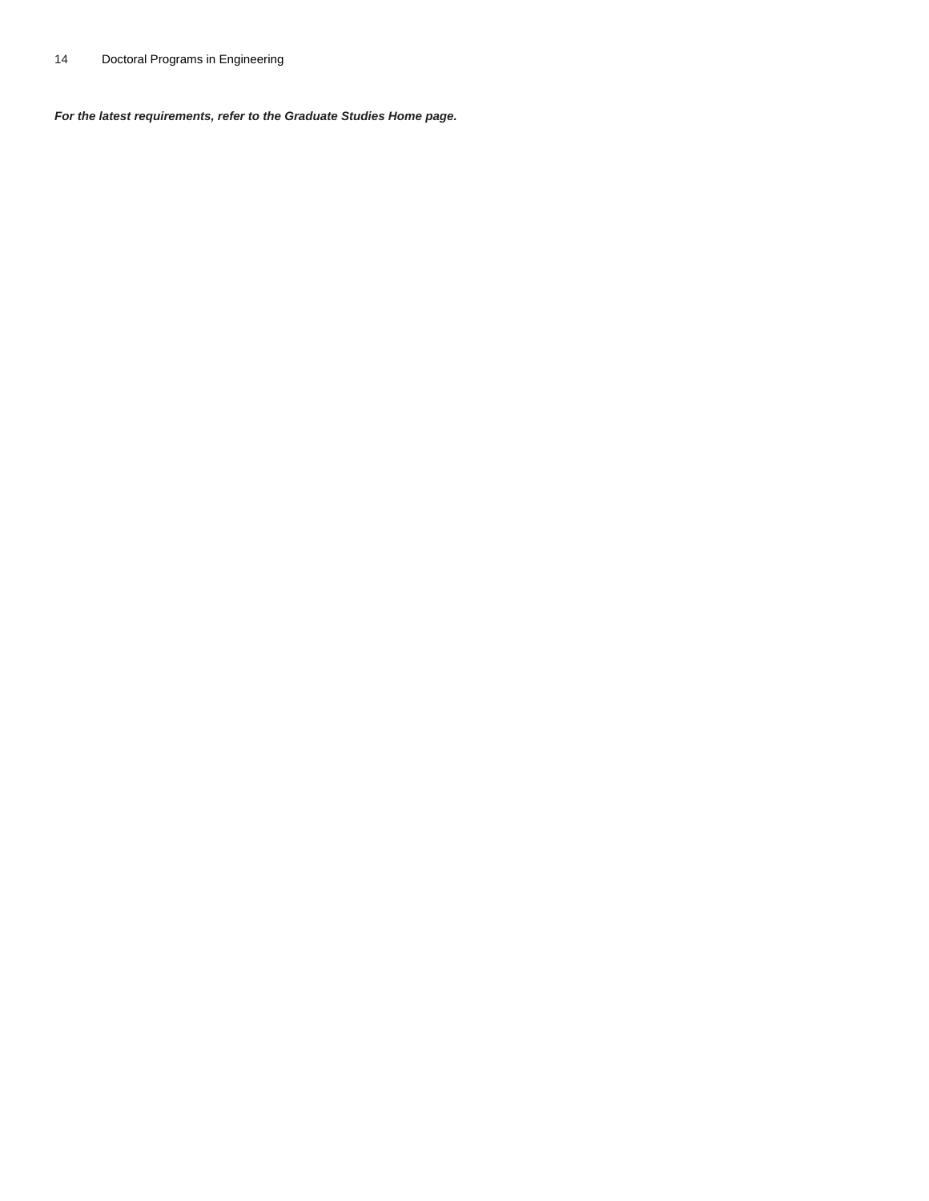***For the latest requirements, refer to the Graduate Studies Home page.***